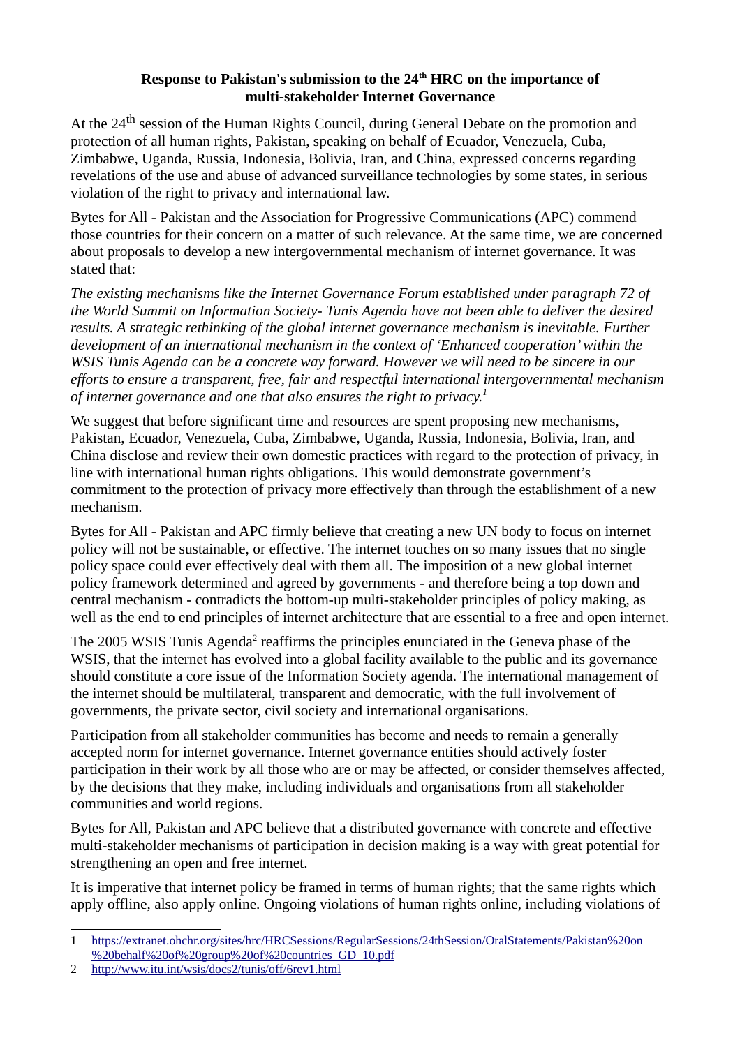**Response to Pakistan's submission to the 24th HRC on the importance of multi-stakeholder Internet Governance**

At the 24th session of the Human Rights Council, during General Debate on the promotion and protection of all human rights, Pakistan, speaking on behalf of Ecuador, Venezuela, Cuba, Zimbabwe, Uganda, Russia, Indonesia, Bolivia, Iran, and China, expressed concerns regarding revelations of the use and abuse of advanced surveillance technologies by some states, in serious violation of the right to privacy and international law.

Bytes for All - Pakistan and the Association for Progressive Communications (APC) commend those countries for their concern on a matter of such relevance. At the same time, we are concerned about proposals to develop a new intergovernmental mechanism of internet governance. It was stated that:

*The existing mechanisms like the Internet Governance Forum established under paragraph 72 of the World Summit on Information Society- Tunis Agenda have not been able to deliver the desired results. A strategic rethinking of the global internet governance mechanism is inevitable. Further development of an international mechanism in the context of 'Enhanced cooperation' within the WSIS Tunis Agenda can be a concrete way forward. However we will need to be sincere in our efforts to ensure a transparent, free, fair and respectful international intergovernmental mechanism of internet governance and one that also ensures the right to privacy.*[1]

We suggest that before significant time and resources are spent proposing new mechanisms, Pakistan, Ecuador, Venezuela, Cuba, Zimbabwe, Uganda, Russia, Indonesia, Bolivia, Iran, and China disclose and review their own domestic practices with regard to the protection of privacy, in line with international human rights obligations. This would demonstrate government's commitment to the protection of privacy more effectively than through the establishment of a new mechanism.

Bytes for All - Pakistan and APC firmly believe that creating a new UN body to focus on internet policy will not be sustainable, or effective. The internet touches on so many issues that no single policy space could ever effectively deal with them all. The imposition of a new global internet policy framework determined and agreed by governments - and therefore being a top down and central mechanism - contradicts the bottom-up multi-stakeholder principles of policy making, as well as the end to end principles of internet architecture that are essential to a free and open internet.

The 2005 WSIS Tunis Agenda[2] reaffirms the principles enunciated in the Geneva phase of the WSIS, that the internet has evolved into a global facility available to the public and its governance should constitute a core issue of the Information Society agenda. The international management of the internet should be multilateral, transparent and democratic, with the full involvement of governments, the private sector, civil society and international organisations.

Participation from all stakeholder communities has become and needs to remain a generally accepted norm for internet governance. Internet governance entities should actively foster participation in their work by all those who are or may be affected, or consider themselves affected, by the decisions that they make, including individuals and organisations from all stakeholder communities and world regions.

Bytes for All, Pakistan and APC believe that a distributed governance with concrete and effective multi-stakeholder mechanisms of participation in decision making is a way with great potential for strengthening an open and free internet.

It is imperative that internet policy be framed in terms of human rights; that the same rights which apply offline, also apply online. Ongoing violations of human rights online, including violations of

---

1 https://extranet.ohchr.org/sites/hrc/HRCSessions/RegularSessions/24thSession/OralStatements/Pakistan%20on%20behalf%20of%20group%20of%20countries_GD_10.pdf

2 http://www.itu.int/wsis/docs2/tunis/off/6rev1.html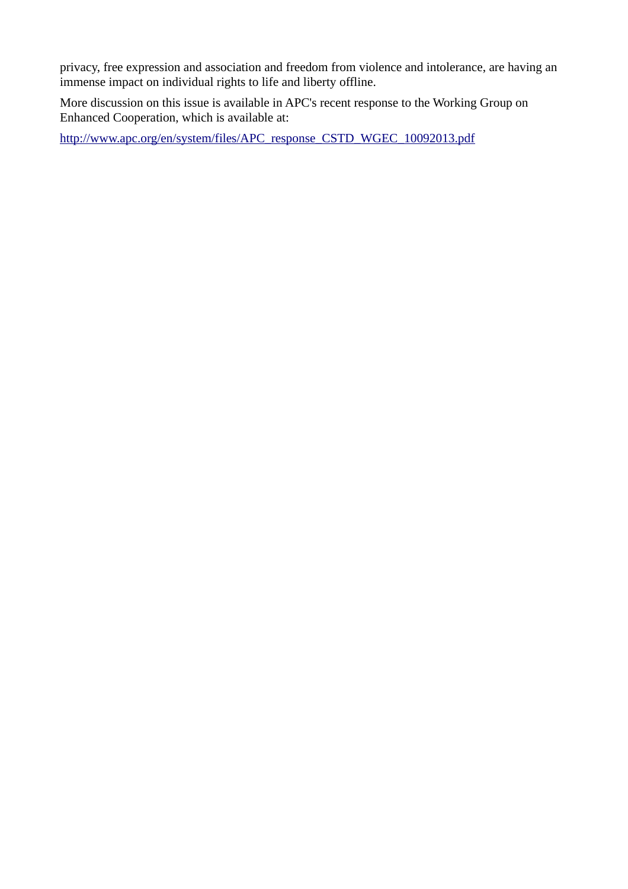privacy, free expression and association and freedom from violence and intolerance, are having an immense impact on individual rights to life and liberty offline.

More discussion on this issue is available in APC's recent response to the Working Group on Enhanced Cooperation, which is available at:

http://www.apc.org/en/system/files/APC_response_CSTD_WGEC_10092013.pdf